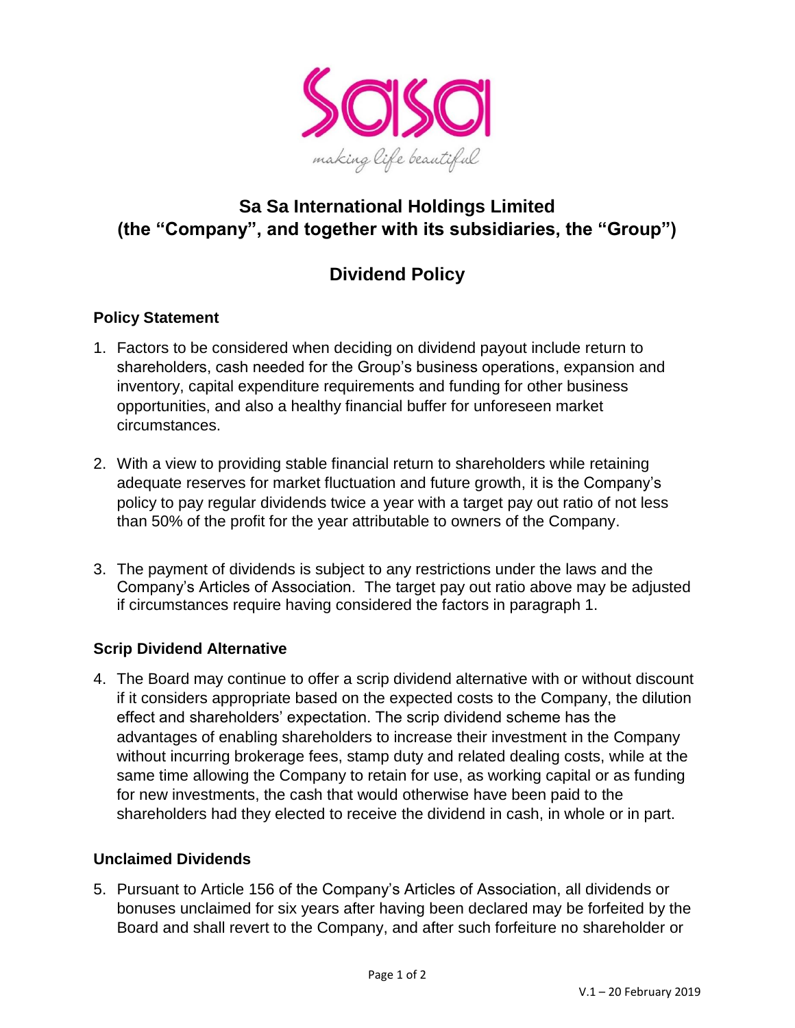# Sa Sa International Holdings Limited
# (the "Company", and together with its subsidiaries, the "Group")

## Dividend Policy

### Policy Statement

1. Factors to be considered when deciding on dividend payout include return to shareholders, cash needed for the Group's business operations, expansion and inventory, capital expenditure requirements and funding for other business opportunities, and also a healthy financial buffer for unforeseen market circumstances.

2. With a view to providing stable financial return to shareholders while retaining adequate reserves for market fluctuation and future growth, it is the Company's policy to pay regular dividends twice a year with a target pay out ratio of not less than 50% of the profit for the year attributable to owners of the Company.

3. The payment of dividends is subject to any restrictions under the laws and the Company's Articles of Association. The target pay out ratio above may be adjusted if circumstances require having considered the factors in paragraph 1.

### Scrip Dividend Alternative

4. The Board may continue to offer a scrip dividend alternative with or without discount if it considers appropriate based on the expected costs to the Company, the dilution effect and shareholders' expectation. The scrip dividend scheme has the advantages of enabling shareholders to increase their investment in the Company without incurring brokerage fees, stamp duty and related dealing costs, while at the same time allowing the Company to retain for use, as working capital or as funding for new investments, the cash that would otherwise have been paid to the shareholders had they elected to receive the dividend in cash, in whole or in part.

### Unclaimed Dividends

5. Pursuant to Article 156 of the Company's Articles of Association, all dividends or bonuses unclaimed for six years after having been declared may be forfeited by the Board and shall revert to the Company, and after such forfeiture no shareholder or

V.1 – 20 February 2019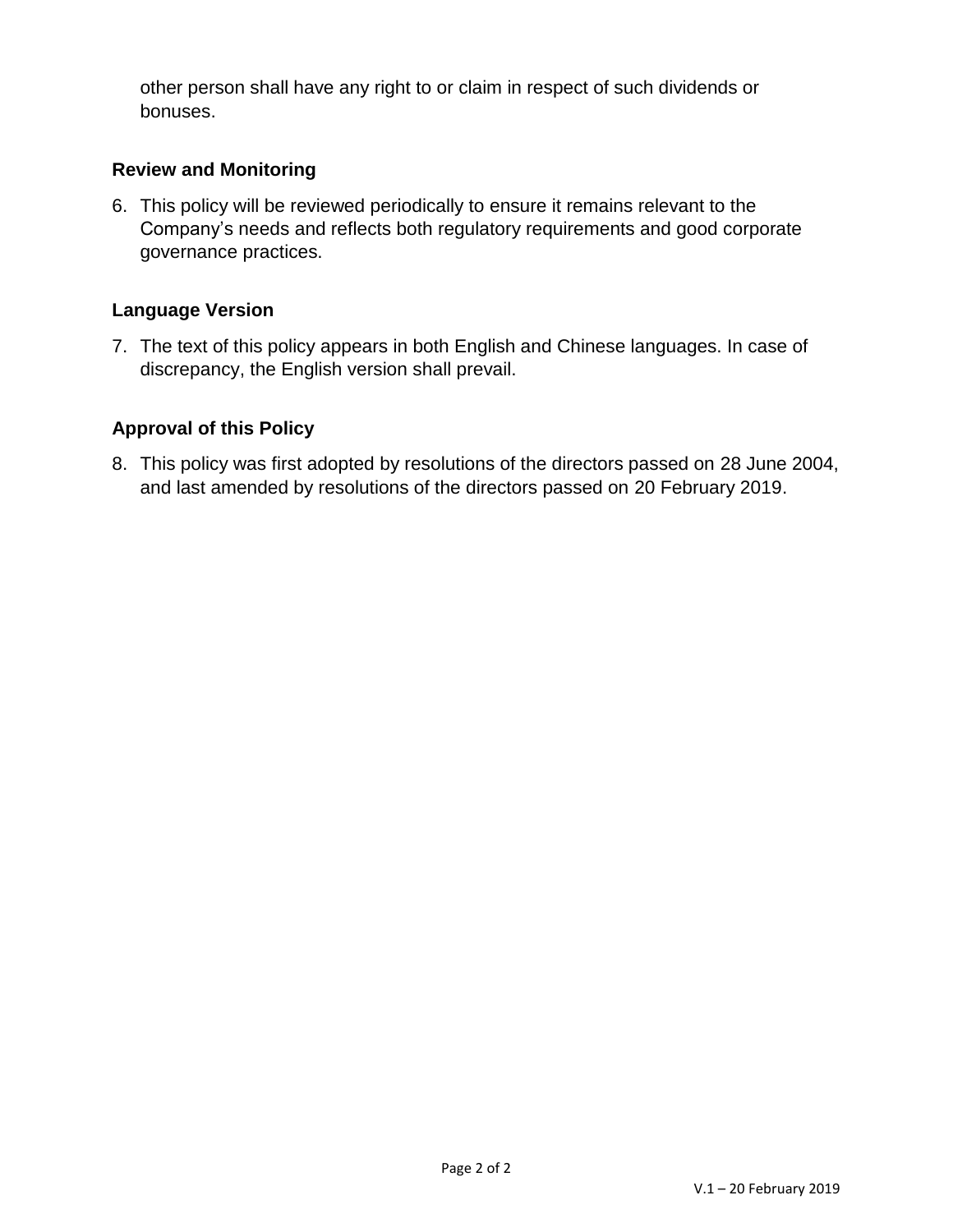other person shall have any right to or claim in respect of such dividends or bonuses.

**Review and Monitoring**

6. This policy will be reviewed periodically to ensure it remains relevant to the Company's needs and reflects both regulatory requirements and good corporate governance practices.

**Language Version**

7. The text of this policy appears in both English and Chinese languages. In case of discrepancy, the English version shall prevail.

**Approval of this Policy**

8. This policy was first adopted by resolutions of the directors passed on 28 June 2004, and last amended by resolutions of the directors passed on 20 February 2019.